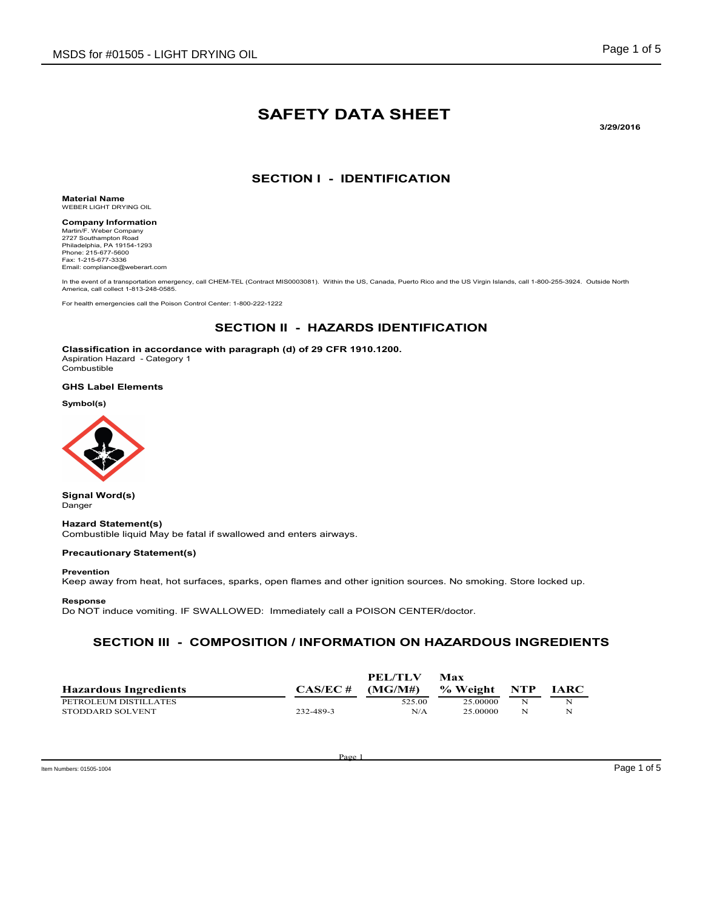# SAFETY DATA SHEET

**3/29/2016**

## SECTION I - IDENTIFICATION

**Material Name**
WEBER LIGHT DRYING OIL

**Company Information**
Martin/F. Weber Company
2727 Southampton Road
Philadelphia, PA 19154-1293
Phone: 215-677-5600
Fax: 1-215-677-3336
Email: compliance@weberart.com

In the event of a transportation emergency, call CHEM-TEL (Contract MIS0003081). Within the US, Canada, Puerto Rico and the US Virgin Islands, call 1-800-255-3924. Outside North America, call collect 1-813-248-0585.

For health emergencies call the Poison Control Center: 1-800-222-1222

## SECTION II - HAZARDS IDENTIFICATION

**Classification in accordance with paragraph (d) of 29 CFR 1910.1200.**
Aspiration Hazard - Category 1
Combustible

**GHS Label Elements**

**Symbol(s)**

**Signal Word(s)**
Danger

**Hazard Statement(s)**
Combustible liquid May be fatal if swallowed and enters airways.

**Precautionary Statement(s)**

**Prevention**
Keep away from heat, hot surfaces, sparks, open flames and other ignition sources. No smoking. Store locked up.

**Response**
Do NOT induce vomiting. IF SWALLOWED: Immediately call a POISON CENTER/doctor.

## SECTION III - COMPOSITION / INFORMATION ON HAZARDOUS INGREDIENTS

| Hazardous Ingredients | CAS/EC # | PEL/TLV (MG/M#) | Max % Weight | NTP | IARC |
|---|---|---|---|---|---|
| PETROLEUM DISTILLATES | | 525.00 | 25.00000 | N | N |
| STODDARD SOLVENT | 232-489-3 | N/A | 25.00000 | N | N |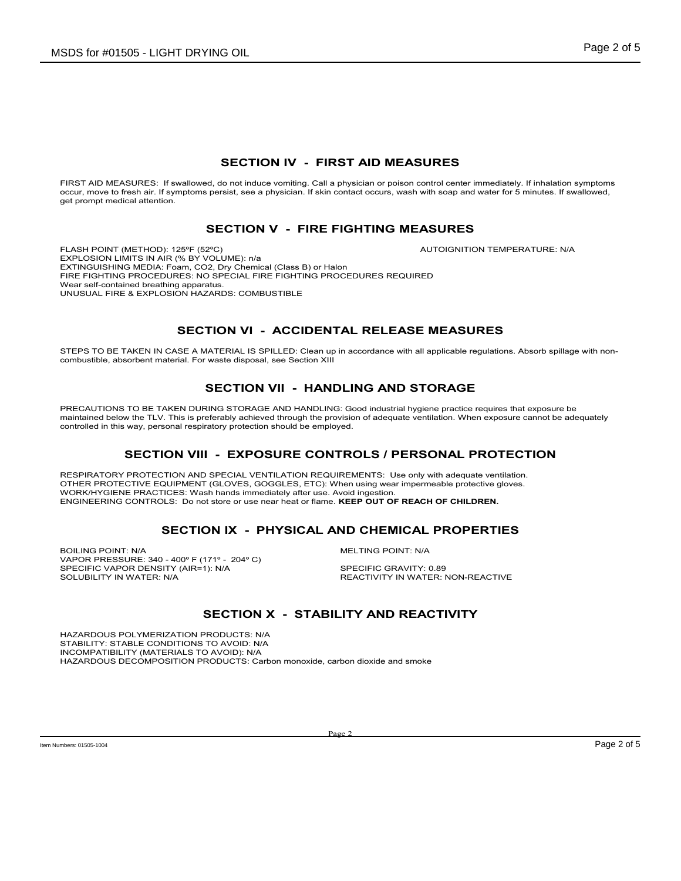## SECTION IV - FIRST AID MEASURES

FIRST AID MEASURES: If swallowed, do not induce vomiting. Call a physician or poison control center immediately. If inhalation symptoms occur, move to fresh air. If symptoms persist, see a physician. If skin contact occurs, wash with soap and water for 5 minutes. If swallowed, get prompt medical attention.

## SECTION V - FIRE FIGHTING MEASURES

FLASH POINT (METHOD): 125ºF (52ºC)

AUTOIGNITION TEMPERATURE: N/A

EXPLOSION LIMITS IN AIR (% BY VOLUME): n/a

EXTINGUISHING MEDIA: Foam, $CO_2$, Dry Chemical (Class B) or Halon

FIRE FIGHTING PROCEDURES: NO SPECIAL FIRE FIGHTING PROCEDURES REQUIRED

Wear self-contained breathing apparatus.

UNUSUAL FIRE & EXPLOSION HAZARDS: COMBUSTIBLE

## SECTION VI - ACCIDENTAL RELEASE MEASURES

STEPS TO BE TAKEN IN CASE A MATERIAL IS SPILLED: Clean up in accordance with all applicable regulations. Absorb spillage with non-combustible, absorbent material. For waste disposal, see Section XIII

## SECTION VII - HANDLING AND STORAGE

PRECAUTIONS TO BE TAKEN DURING STORAGE AND HANDLING: Good industrial hygiene practice requires that exposure be maintained below the TLV. This is preferably achieved through the provision of adequate ventilation. When exposure cannot be adequately controlled in this way, personal respiratory protection should be employed.

## SECTION VIII - EXPOSURE CONTROLS / PERSONAL PROTECTION

RESPIRATORY PROTECTION AND SPECIAL VENTILATION REQUIREMENTS: Use only with adequate ventilation.

OTHER PROTECTIVE EQUIPMENT (GLOVES, GOGGLES, ETC): When using wear impermeable protective gloves.

WORK/HYGIENE PRACTICES: Wash hands immediately after use. Avoid ingestion.

ENGINEERING CONTROLS: Do not store or use near heat or flame. **KEEP OUT OF REACH OF CHILDREN.**

## SECTION IX - PHYSICAL AND CHEMICAL PROPERTIES

BOILING POINT: N/A

MELTING POINT: N/A

VAPOR PRESSURE: 340 - 400º F (171º - 204º C)

SPECIFIC VAPOR DENSITY (AIR=1): N/A

SPECIFIC GRAVITY: 0.89

SOLUBILITY IN WATER: N/A

REACTIVITY IN WATER: NON-REACTIVE

## SECTION X - STABILITY AND REACTIVITY

HAZARDOUS POLYMERIZATION PRODUCTS: N/A

STABILITY: STABLE CONDITIONS TO AVOID: N/A

INCOMPATIBILITY (MATERIALS TO AVOID): N/A

HAZARDOUS DECOMPOSITION PRODUCTS: Carbon monoxide, carbon dioxide and smoke

Item Numbers: 01505-1004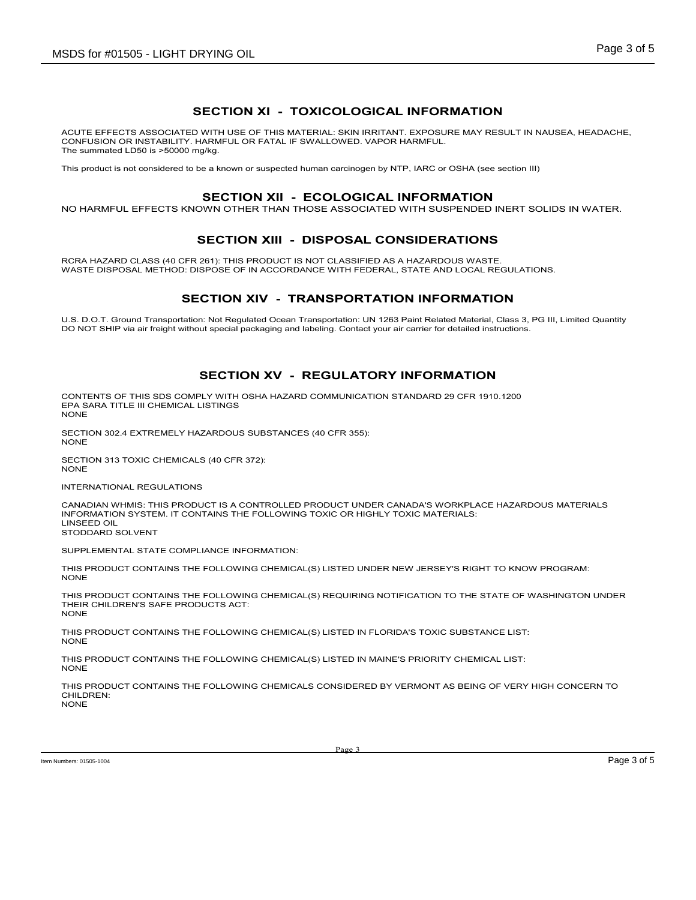## SECTION XI - TOXICOLOGICAL INFORMATION

ACUTE EFFECTS ASSOCIATED WITH USE OF THIS MATERIAL: SKIN IRRITANT. EXPOSURE MAY RESULT IN NAUSEA, HEADACHE, CONFUSION OR INSTABILITY. HARMFUL OR FATAL IF SWALLOWED. VAPOR HARMFUL.
The summated LD50 is >50000 mg/kg.

This product is not considered to be a known or suspected human carcinogen by NTP, IARC or OSHA (see section III)

## SECTION XII - ECOLOGICAL INFORMATION

NO HARMFUL EFFECTS KNOWN OTHER THAN THOSE ASSOCIATED WITH SUSPENDED INERT SOLIDS IN WATER.

## SECTION XIII - DISPOSAL CONSIDERATIONS

RCRA HAZARD CLASS (40 CFR 261): THIS PRODUCT IS NOT CLASSIFIED AS A HAZARDOUS WASTE.
WASTE DISPOSAL METHOD: DISPOSE OF IN ACCORDANCE WITH FEDERAL, STATE AND LOCAL REGULATIONS.

## SECTION XIV - TRANSPORTATION INFORMATION

U.S. D.O.T. Ground Transportation: Not Regulated Ocean Transportation: UN 1263 Paint Related Material, Class 3, PG III, Limited Quantity
DO NOT SHIP via air freight without special packaging and labeling. Contact your air carrier for detailed instructions.

## SECTION XV - REGULATORY INFORMATION

CONTENTS OF THIS SDS COMPLY WITH OSHA HAZARD COMMUNICATION STANDARD 29 CFR 1910.1200
EPA SARA TITLE III CHEMICAL LISTINGS
NONE

SECTION 302.4 EXTREMELY HAZARDOUS SUBSTANCES (40 CFR 355):
NONE

SECTION 313 TOXIC CHEMICALS (40 CFR 372):
NONE

INTERNATIONAL REGULATIONS

CANADIAN WHMIS: THIS PRODUCT IS A CONTROLLED PRODUCT UNDER CANADA'S WORKPLACE HAZARDOUS MATERIALS INFORMATION SYSTEM. IT CONTAINS THE FOLLOWING TOXIC OR HIGHLY TOXIC MATERIALS:
LINSEED OIL
STODDARD SOLVENT

SUPPLEMENTAL STATE COMPLIANCE INFORMATION:

THIS PRODUCT CONTAINS THE FOLLOWING CHEMICAL(S) LISTED UNDER NEW JERSEY'S RIGHT TO KNOW PROGRAM:
NONE

THIS PRODUCT CONTAINS THE FOLLOWING CHEMICAL(S) REQUIRING NOTIFICATION TO THE STATE OF WASHINGTON UNDER THEIR CHILDREN'S SAFE PRODUCTS ACT:
NONE

THIS PRODUCT CONTAINS THE FOLLOWING CHEMICAL(S) LISTED IN FLORIDA'S TOXIC SUBSTANCE LIST:
NONE

THIS PRODUCT CONTAINS THE FOLLOWING CHEMICAL(S) LISTED IN MAINE'S PRIORITY CHEMICAL LIST:
NONE

THIS PRODUCT CONTAINS THE FOLLOWING CHEMICALS CONSIDERED BY VERMONT AS BEING OF VERY HIGH CONCERN TO CHILDREN:
NONE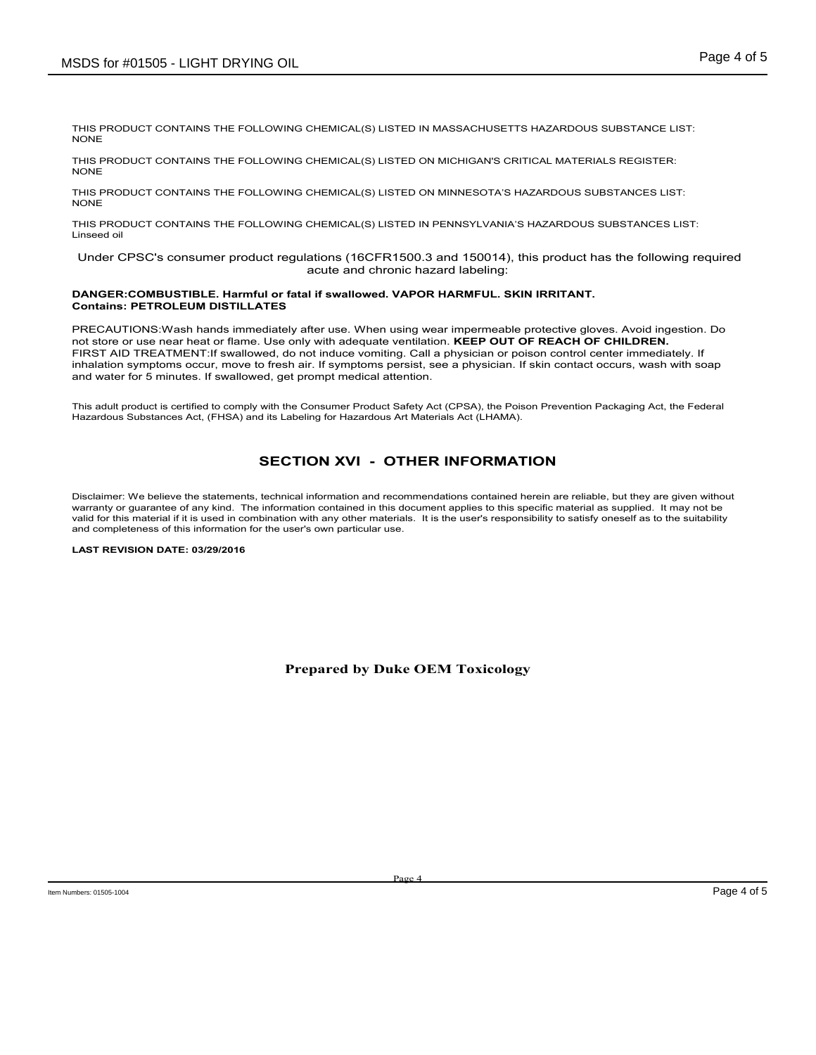THIS PRODUCT CONTAINS THE FOLLOWING CHEMICAL(S) LISTED IN MASSACHUSETTS HAZARDOUS SUBSTANCE LIST:
NONE

THIS PRODUCT CONTAINS THE FOLLOWING CHEMICAL(S) LISTED ON MICHIGAN'S CRITICAL MATERIALS REGISTER:
NONE

THIS PRODUCT CONTAINS THE FOLLOWING CHEMICAL(S) LISTED ON MINNESOTA'S HAZARDOUS SUBSTANCES LIST:
NONE

THIS PRODUCT CONTAINS THE FOLLOWING CHEMICAL(S) LISTED IN PENNSYLVANIA'S HAZARDOUS SUBSTANCES LIST:
Linseed oil

Under CPSC's consumer product regulations (16CFR1500.3 and 150014), this product has the following required acute and chronic hazard labeling:

**DANGER:COMBUSTIBLE. Harmful or fatal if swallowed. VAPOR HARMFUL. SKIN IRRITANT.**
**Contains: PETROLEUM DISTILLATES**

PRECAUTIONS:Wash hands immediately after use. When using wear impermeable protective gloves. Avoid ingestion. Do not store or use near heat or flame. Use only with adequate ventilation. **KEEP OUT OF REACH OF CHILDREN.**
FIRST AID TREATMENT:If swallowed, do not induce vomiting. Call a physician or poison control center immediately. If inhalation symptoms occur, move to fresh air. If symptoms persist, see a physician. If skin contact occurs, wash with soap and water for 5 minutes. If swallowed, get prompt medical attention.

This adult product is certified to comply with the Consumer Product Safety Act (CPSA), the Poison Prevention Packaging Act, the Federal Hazardous Substances Act, (FHSA) and its Labeling for Hazardous Art Materials Act (LHAMA).

## SECTION XVI - OTHER INFORMATION

Disclaimer: We believe the statements, technical information and recommendations contained herein are reliable, but they are given without warranty or guarantee of any kind. The information contained in this document applies to this specific material as supplied. It may not be valid for this material if it is used in combination with any other materials. It is the user's responsibility to satisfy oneself as to the suitability and completeness of this information for the user's own particular use.

**LAST REVISION DATE: 03/29/2016**

**Prepared by Duke OEM Toxicology**

Item Numbers: 01505-1004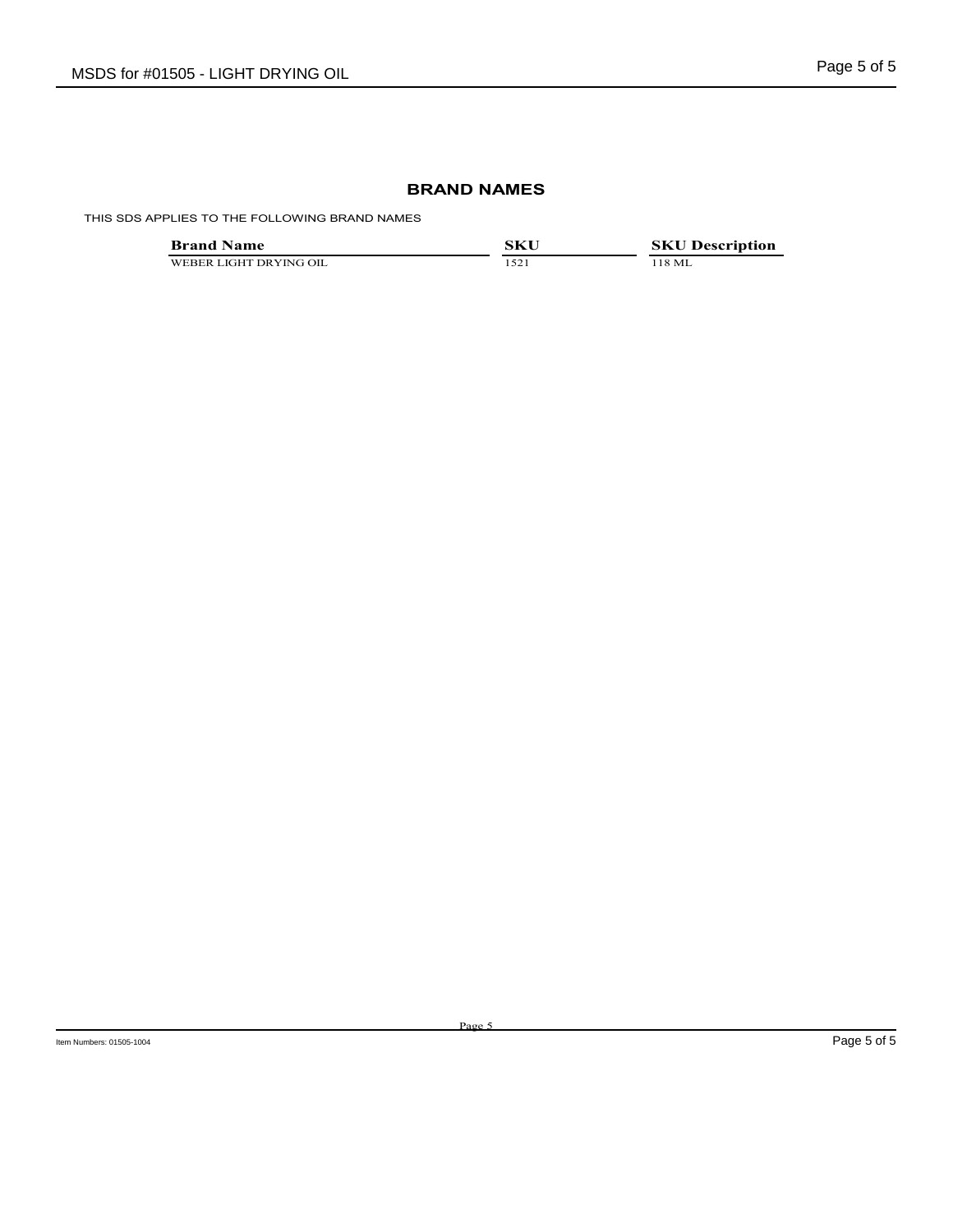## BRAND NAMES

THIS SDS APPLIES TO THE FOLLOWING BRAND NAMES

| Brand Name | SKU | SKU Description |
|---|---|---|
| WEBER LIGHT DRYING OIL | 1521 | 118 ML |